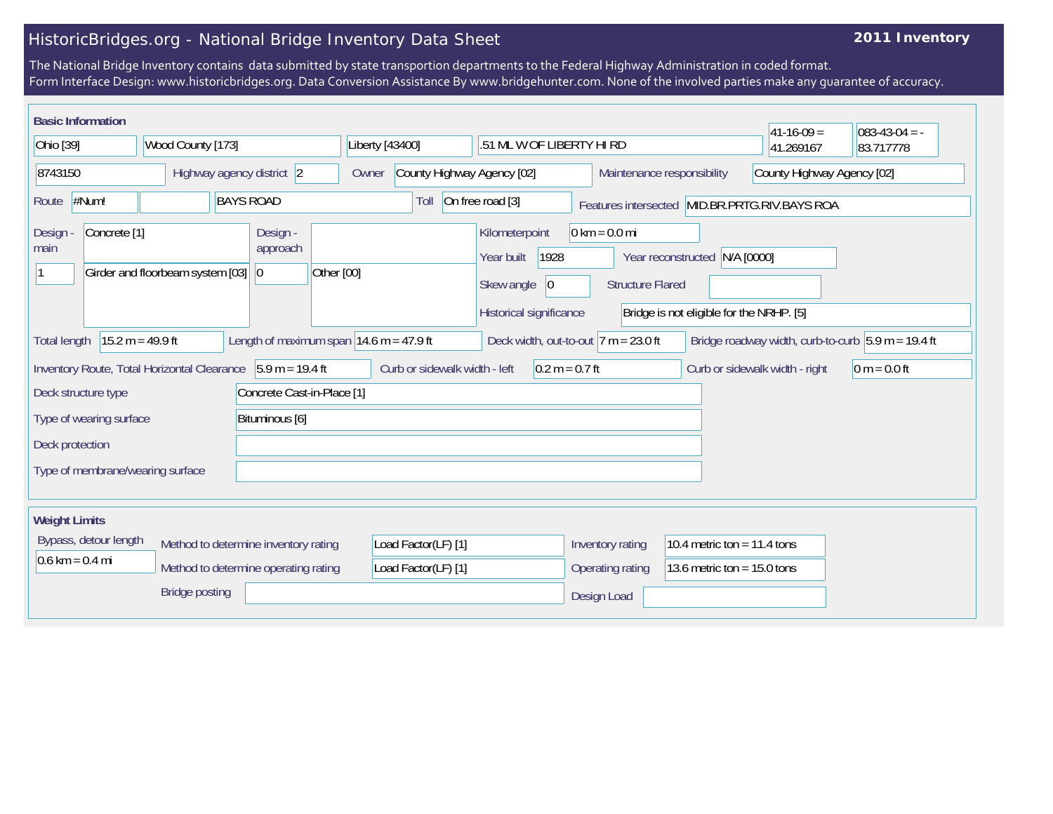# HistoricBridges.org - National Bridge Inventory Data Sheet

**2011 Inventory**

The National Bridge Inventory contains data submitted by state transportion departments to the Federal Highway Administration in coded format.
Form Interface Design: www.historicbridges.org. Data Conversion Assistance By www.bridgehunter.com. None of the involved parties make any guarantee of accuracy.

## Basic Information

| | | | | | |
|---|---|---|---|---|---|
| Ohio [39] | Wood County [173] | Liberty [43400] | .51 ML W OF LIBERTY HI RD | 41-16-09 = 41.269167 | 083-43-04 = -83.717778 |

| | |
|---|---|
| Structure number | 8743150 |
| Highway agency district | 2 |
| Owner | County Highway Agency [02] |
| Maintenance responsibility | County Highway Agency [02] |
| Route | #Num! |
| Route name | BAYS ROAD |
| Toll | On free road [3] |
| Features intersected | MID.BR.PRTG.RIV.BAYS ROA |
| Design - main | Concrete [1] |
| Design - main (spans) | 1 |
| Design - main (type) | Girder and floorbeam system [03] |
| Design - approach | |
| Design - approach (spans) | 0 |
| Design - approach (type) | Other [00] |
| Kilometerpoint | 0 km = 0.0 mi |
| Year built | 1928 |
| Year reconstructed | N/A [0000] |
| Skew angle | 0 |
| Structure Flared | |
| Historical significance | Bridge is not eligible for the NRHP. [5] |
| Total length | 15.2 m = 49.9 ft |
| Length of maximum span | 14.6 m = 47.9 ft |
| Deck width, out-to-out | 7 m = 23.0 ft |
| Bridge roadway width, curb-to-curb | 5.9 m = 19.4 ft |
| Inventory Route, Total Horizontal Clearance | 5.9 m = 19.4 ft |
| Curb or sidewalk width - left | 0.2 m = 0.7 ft |
| Curb or sidewalk width - right | 0 m = 0.0 ft |
| Deck structure type | Concrete Cast-in-Place [1] |
| Type of wearing surface | Bituminous [6] |
| Deck protection | |
| Type of membrane/wearing surface | |

## Weight Limits

| | |
|---|---|
| Bypass, detour length | 0.6 km = 0.4 mi |
| Method to determine inventory rating | Load Factor(LF) [1] |
| Method to determine operating rating | Load Factor(LF) [1] |
| Inventory rating | 10.4 metric ton = 11.4 tons |
| Operating rating | 13.6 metric ton = 15.0 tons |
| Bridge posting | |
| Design Load | |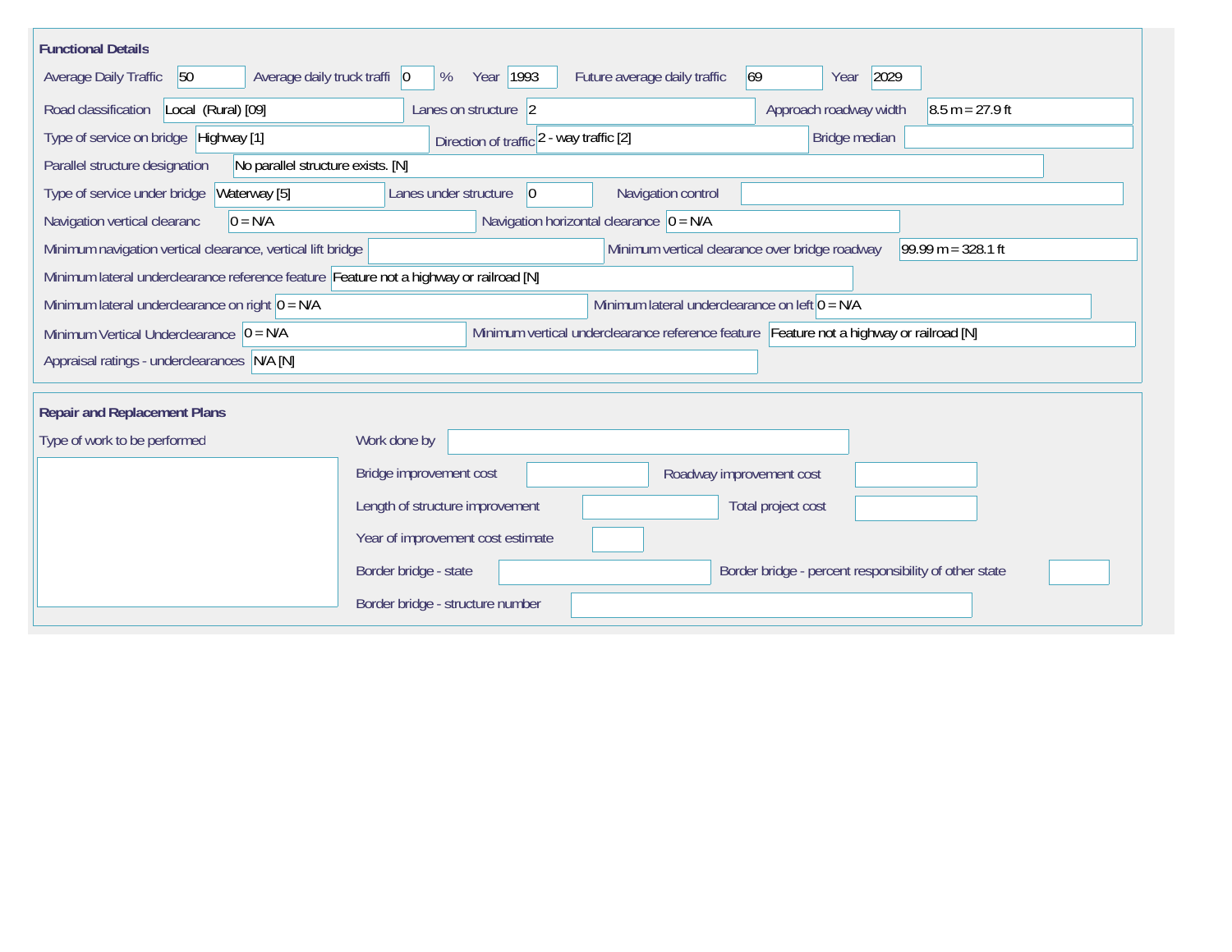## Functional Details

| Field | Value |
| --- | --- |
| Average Daily Traffic | 50 |
| Average daily truck traffi | 0 % |
| Year | 1993 |
| Future average daily traffic | 69 |
| Year | 2029 |
| Road classification | Local (Rural) [09] |
| Lanes on structure | 2 |
| Approach roadway width | 8.5 m = 27.9 ft |
| Type of service on bridge | Highway [1] |
| Direction of traffic | 2 - way traffic [2] |
| Bridge median | |
| Parallel structure designation | No parallel structure exists. [N] |
| Type of service under bridge | Waterway [5] |
| Lanes under structure | 0 |
| Navigation control | |
| Navigation vertical clearanc | 0 = N/A |
| Navigation horizontal clearance | 0 = N/A |
| Minimum navigation vertical clearance, vertical lift bridge | |
| Minimum vertical clearance over bridge roadway | 99.99 m = 328.1 ft |
| Minimum lateral underclearance reference feature | Feature not a highway or railroad [N] |
| Minimum lateral underclearance on right | 0 = N/A |
| Minimum lateral underclearance on left | 0 = N/A |
| Minimum Vertical Underclearance | 0 = N/A |
| Minimum vertical underclearance reference feature | Feature not a highway or railroad [N] |
| Appraisal ratings - underclearances | N/A [N] |

## Repair and Replacement Plans

| Field | Value |
| --- | --- |
| Type of work to be performed | |
| Work done by | |
| Bridge improvement cost | |
| Roadway improvement cost | |
| Length of structure improvement | |
| Total project cost | |
| Year of improvement cost estimate | |
| Border bridge - state | |
| Border bridge - percent responsibility of other state | |
| Border bridge - structure number | |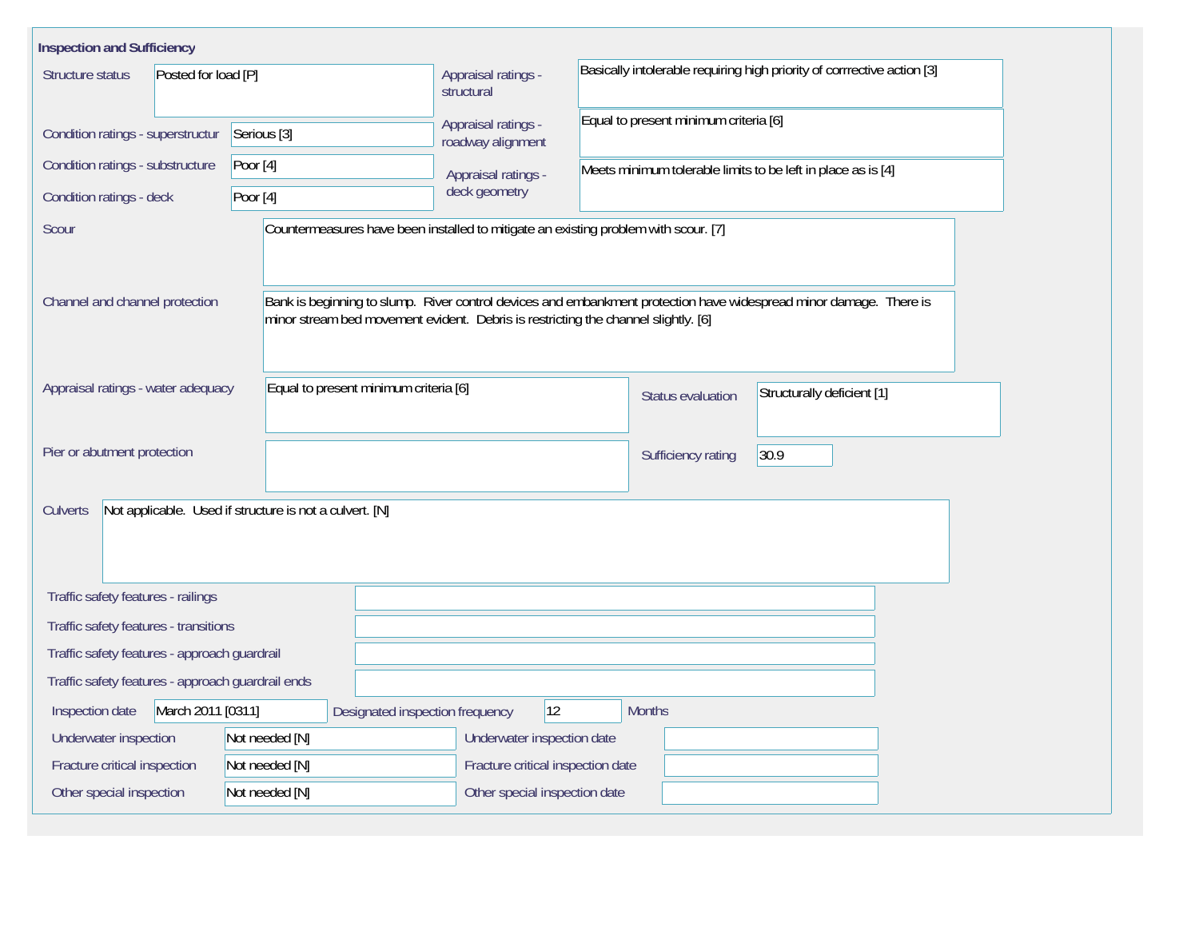## Inspection and Sufficiency

| Field | Value |
| --- | --- |
| Structure status | Posted for load [P] |
| Appraisal ratings - structural | Basically intolerable requiring high priority of corrrective action [3] |
| Condition ratings - superstructur | Serious [3] |
| Appraisal ratings - roadway alignment | Equal to present minimum criteria [6] |
| Condition ratings - substructure | Poor [4] |
| Appraisal ratings - deck geometry | Meets minimum tolerable limits to be left in place as is [4] |
| Condition ratings - deck | Poor [4] |
| Scour | Countermeasures have been installed to mitigate an existing problem with scour. [7] |
| Channel and channel protection | Bank is beginning to slump. River control devices and embankment protection have widespread minor damage. There is minor stream bed movement evident. Debris is restricting the channel slightly. [6] |
| Appraisal ratings - water adequacy | Equal to present minimum criteria [6] |
| Status evaluation | Structurally deficient [1] |
| Pier or abutment protection | |
| Sufficiency rating | 30.9 |
| Culverts | Not applicable. Used if structure is not a culvert. [N] |
| Traffic safety features - railings | |
| Traffic safety features - transitions | |
| Traffic safety features - approach guardrail | |
| Traffic safety features - approach guardrail ends | |
| Inspection date | March 2011 [0311] |
| Designated inspection frequency | 12 Months |
| Underwater inspection | Not needed [N] |
| Underwater inspection date | |
| Fracture critical inspection | Not needed [N] |
| Fracture critical inspection date | |
| Other special inspection | Not needed [N] |
| Other special inspection date | |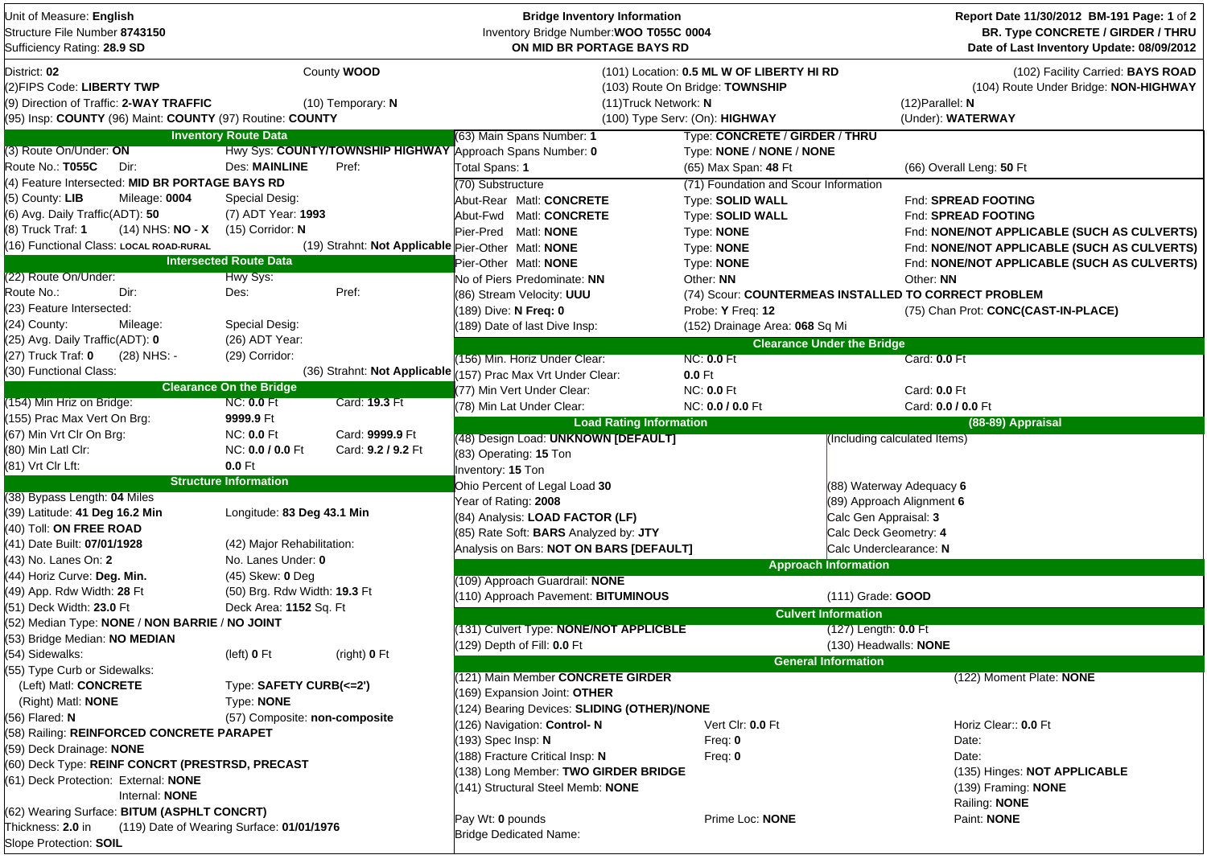Unit of Measure: **English**
Structure File Number **8743150**
Sufficiency Rating: **28.9 SD**

**Bridge Inventory Information**
Inventory Bridge Number: **WOO T055C 0004**
**ON MID BR PORTAGE BAYS RD**

**Report Date 11/30/2012 BM-191 Page: 1 of 2**
**BR. Type CONCRETE / GIRDER / THRU**
**Date of Last Inventory Update: 08/09/2012**

District: **02** | County **WOOD**
(2)FIPS Code: **LIBERTY TWP**
(9) Direction of Traffic: **2-WAY TRAFFIC** | (10) Temporary: **N**
(95) Insp: **COUNTY** (96) Maint: **COUNTY** (97) Routine: **COUNTY**

(101) Location: **0.5 ML W OF LIBERTY HI RD** | (102) Facility Carried: **BAYS ROAD**
(103) Route On Bridge: **TOWNSHIP** | (104) Route Under Bridge: **NON-HIGHWAY**
(11)Truck Network: **N** | (12)Parallel: **N**
(100) Type Serv: (On): **HIGHWAY** | (Under): **WATERWAY**

## Inventory Route Data

(3) Route On/Under: **ON** | Hwy Sys: **COUNTY/TOWNSHIP HIGHWAY**
Route No.: **T055C** | Dir: | Des: **MAINLINE** | Pref:
(4) Feature Intersected: **MID BR PORTAGE BAYS RD**
(5) County: **LIB** | Mileage: **0004** | Special Desig:
(6) Avg. Daily Traffic(ADT): **50** | (7) ADT Year: **1993**
(8) Truck Traf: **1** | (14) NHS: **NO - X** | (15) Corridor: **N**
(16) Functional Class: **LOCAL ROAD-RURAL** | (19) Strahnt: **Not Applicable**

## Intersected Route Data

(22) Route On/Under: | Hwy Sys:
Route No.: | Dir: | Des: | Pref:
(23) Feature Intersected:
(24) County: | Mileage: | Special Desig:
(25) Avg. Daily Traffic(ADT): **0** | (26) ADT Year:
(27) Truck Traf: **0** | (28) NHS: - | (29) Corridor:
(30) Functional Class: | (36) Strahnt: **Not Applicable**

## Clearance On the Bridge

| | | |
|---|---|---|
| (154) Min Hriz on Bridge: | NC: **0.0** Ft | Card: **19.3** Ft |
| (155) Prac Max Vert On Brg: | **9999.9** Ft | |
| (67) Min Vrt Clr On Brg: | NC: **0.0** Ft | Card: **9999.9** Ft |
| (80) Min Latl Clr: | NC: **0.0 / 0.0** Ft | Card: **9.2 / 9.2** Ft |
| (81) Vrt Clr Lft: | **0.0** Ft | |

## Structure Information

(38) Bypass Length: **04** Miles
(39) Latitude: **41 Deg 16.2 Min** | Longitude: **83 Deg 43.1 Min**
(40) Toll: **ON FREE ROAD**
(41) Date Built: **07/01/1928** | (42) Major Rehabilitation:
(43) No. Lanes On: **2** | No. Lanes Under: **0**
(44) Horiz Curve: **Deg. Min.** | (45) Skew: **0** Deg
(49) App. Rdw Width: **28** Ft | (50) Brg. Rdw Width: **19.3** Ft
(51) Deck Width: **23.0** Ft | Deck Area: **1152** Sq. Ft
(52) Median Type: **NONE** / **NON BARRIE** / **NO JOINT**
(53) Bridge Median: **NO MEDIAN**
(54) Sidewalks: | (left) **0** Ft | (right) **0** Ft
(55) Type Curb or Sidewalks:
 (Left) Matl: **CONCRETE** | Type: **SAFETY CURB(<=2')**
 (Right) Matl: **NONE** | Type: **NONE**
(56) Flared: **N** | (57) Composite: **non-composite**
(58) Railing: **REINFORCED CONCRETE PARAPET**
(59) Deck Drainage: **NONE**
(60) Deck Type: **REINF CONCRT (PRESTRSD, PRECAST**
(61) Deck Protection: External: **NONE**
 Internal: **NONE**
(62) Wearing Surface: **BITUM (ASPHLT CONCRT)**
Thickness: **2.0** in | (119) Date of Wearing Surface: **01/01/1976**
Slope Protection: **SOIL**

---

(63) Main Spans Number: **1** | Type: **CONCRETE / GIRDER / THRU**
Approach Spans Number: **0** | Type: **NONE / NONE / NONE**
Total Spans: **1** | (65) Max Span: **48** Ft | (66) Overall Leng: **50** Ft

| (70) Substructure | (71) Foundation and Scour Information | |
|---|---|---|
| Abut-Rear Matl: **CONCRETE** | Type: **SOLID WALL** | Fnd: **SPREAD FOOTING** |
| Abut-Fwd Matl: **CONCRETE** | Type: **SOLID WALL** | Fnd: **SPREAD FOOTING** |
| Pier-Pred Matl: **NONE** | Type: **NONE** | Fnd: **NONE/NOT APPLICABLE (SUCH AS CULVERTS)** |
| Pier-Other Matl: **NONE** | Type: **NONE** | Fnd: **NONE/NOT APPLICABLE (SUCH AS CULVERTS)** |
| Pier-Other Matl: **NONE** | Type: **NONE** | Fnd: **NONE/NOT APPLICABLE (SUCH AS CULVERTS)** |
| No of Piers Predominate: **NN** | Other: **NN** | Other: **NN** |
| (86) Stream Velocity: **UUU** | (74) Scour: **COUNTERMEAS INSTALLED TO CORRECT PROBLEM** | |
| (189) Dive: **N** Freq: **0** | Probe: **Y** Freq: **12** | (75) Chan Prot: **CONC(CAST-IN-PLACE)** |
| (189) Date of last Dive Insp: | (152) Drainage Area: **068** Sq Mi | |

## Clearance Under the Bridge

| | | |
|---|---|---|
| (156) Min. Horiz Under Clear: | NC: **0.0** Ft | Card: **0.0** Ft |
| (157) Prac Max Vrt Under Clear: | **0.0** Ft | |
| (77) Min Vert Under Clear: | NC: **0.0** Ft | Card: **0.0** Ft |
| (78) Min Lat Under Clear: | NC: **0.0 / 0.0** Ft | Card: **0.0 / 0.0** Ft |

## Load Rating Information

(48) Design Load: **UNKNOWN [DEFAULT]**
(83) Operating: **15** Ton
Inventory: **15** Ton
Ohio Percent of Legal Load **30**
Year of Rating: **2008**
(84) Analysis: **LOAD FACTOR (LF)**
(85) Rate Soft: **BARS** Analyzed by: **JTY**
Analysis on Bars: **NOT ON BARS [DEFAULT]**

## (88-89) Appraisal

(Including calculated Items)
(88) Waterway Adequacy **6**
(89) Approach Alignment **6**
Calc Gen Appraisal: **3**
Calc Deck Geometry: **4**
Calc Underclearance: **N**

## Approach Information

(109) Approach Guardrail: **NONE**
(110) Approach Pavement: **BITUMINOUS** | (111) Grade: **GOOD**

## Culvert Information

(131) Culvert Type: **NONE/NOT APPLICBLE** | (127) Length: **0.0** Ft
(129) Depth of Fill: **0.0** Ft | (130) Headwalls: **NONE**

## General Information

(121) Main Member **CONCRETE GIRDER** | (122) Moment Plate: **NONE**
(169) Expansion Joint: **OTHER**
(124) Bearing Devices: **SLIDING (OTHER)/NONE**
(126) Navigation: **Control- N** | Vert Clr: **0.0** Ft | Horiz Clear:: **0.0** Ft
(193) Spec Insp: **N** | Freq: **0** | Date:
(188) Fracture Critical Insp: **N** | Freq: **0** | Date:
(138) Long Member: **TWO GIRDER BRIDGE** | (135) Hinges: **NOT APPLICABLE**
(141) Structural Steel Memb: **NONE** | (139) Framing: **NONE**
Railing: **NONE**
Pay Wt: **0** pounds | Prime Loc: **NONE** | Paint: **NONE**
Bridge Dedicated Name: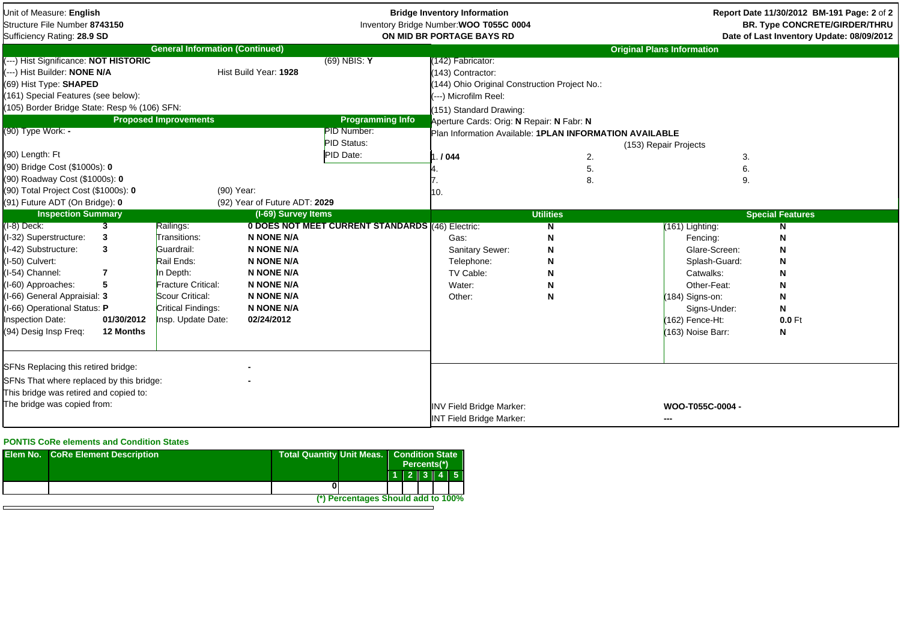Unit of Measure: **English**
Structure File Number **8743150**
Sufficiency Rating: **28.9 SD**

**Bridge Inventory Information**
Inventory Bridge Number: **WOO T055C 0004**
**ON MID BR PORTAGE BAYS RD**

**Report Date 11/30/2012 BM-191**
**BR. Type CONCRETE/GIRDER/THRU**
**Date of Last Inventory Update: 08/09/2012**

## General Information (Continued)

(---) Hist Significance: **NOT HISTORIC** | (69) NBIS: **Y**
(---) Hist Builder: **NONE N/A** | Hist Build Year: **1928**
(69) Hist Type: **SHAPED**
(161) Special Features (see below):
(105) Border Bridge State: Resp % (106) SFN:

## Proposed Improvements

(90) Type Work: **-**
(90) Length: Ft
(90) Bridge Cost ($1000s): **0**
(90) Roadway Cost ($1000s): **0**
(90) Total Project Cost ($1000s): **0** | (90) Year:
(91) Future ADT (On Bridge): **0** | (92) Year of Future ADT: **2029**

## Programming Info

PID Number:
PID Status:
PID Date:

## Original Plans Information

(142) Fabricator:
(143) Contractor:
(144) Ohio Original Construction Project No.:
(---) Microfilm Reel:
(151) Standard Drawing:
Aperture Cards: Orig: **N** Repair: **N** Fabr: **N**
Plan Information Available: **1PLAN INFORMATION AVAILABLE**

(153) Repair Projects

| | | |
|---|---|---|
| 1. **/ 044** | 2. | 3. |
| 4. | 5. | 6. |
| 7. | 8. | 9. |
| 10. | | |

## Inspection Summary

| Item | Value |
|---|---|
| (I-8) Deck: | 3 |
| (I-32) Superstructure: | 3 |
| (I-42) Substructure: | 3 |
| (I-50) Culvert: | |
| (I-54) Channel: | 7 |
| (I-60) Approaches: | 5 |
| (I-66) General Appraisial: | 3 |
| (I-66) Operational Status: | P |
| Inspection Date: | 01/30/2012 |
| (94) Desig Insp Freq: | 12 Months |

## (I-69) Survey Items

| Item | Value |
|---|---|
| Railings: | 0 DOES NOT MEET CURRENT STANDARDS |
| Transitions: | N NONE N/A |
| Guardrail: | N NONE N/A |
| Rail Ends: | N NONE N/A |
| In Depth: | N NONE N/A |
| Fracture Critical: | N NONE N/A |
| Scour Critical: | N NONE N/A |
| Critical Findings: | N NONE N/A |
| Insp. Update Date: | 02/24/2012 |

## Utilities

| Utility | Value |
|---|---|
| (46) Electric: | N |
| Gas: | N |
| Sanitary Sewer: | N |
| Telephone: | N |
| TV Cable: | N |
| Water: | N |
| Other: | N |

## Special Features

| Feature | Value |
|---|---|
| (161) Lighting: | N |
| Fencing: | N |
| Glare-Screen: | N |
| Splash-Guard: | N |
| Catwalks: | N |
| Other-Feat: | N |
| (184) Signs-on: | N |
| Signs-Under: | N |
| (162) Fence-Ht: | 0.0 Ft |
| (163) Noise Barr: | N |

SFNs Replacing this retired bridge: **-**
SFNs That where replaced by this bridge: **-**
This bridge was retired and copied to:
The bridge was copied from:

INV Field Bridge Marker: **WOO-T055C-0004 -**
INT Field Bridge Marker: **---**

### PONTIS CoRe elements and Condition States

| Elem No. | CoRe Element Description | Total Quantity | Unit Meas. | Condition State Percents(*) 1 | 2 | 3 | 4 | 5 |
|---|---|---|---|---|---|---|---|---|
| | | 0 | | | | | | |

**(*) Percentages Should add to 100%**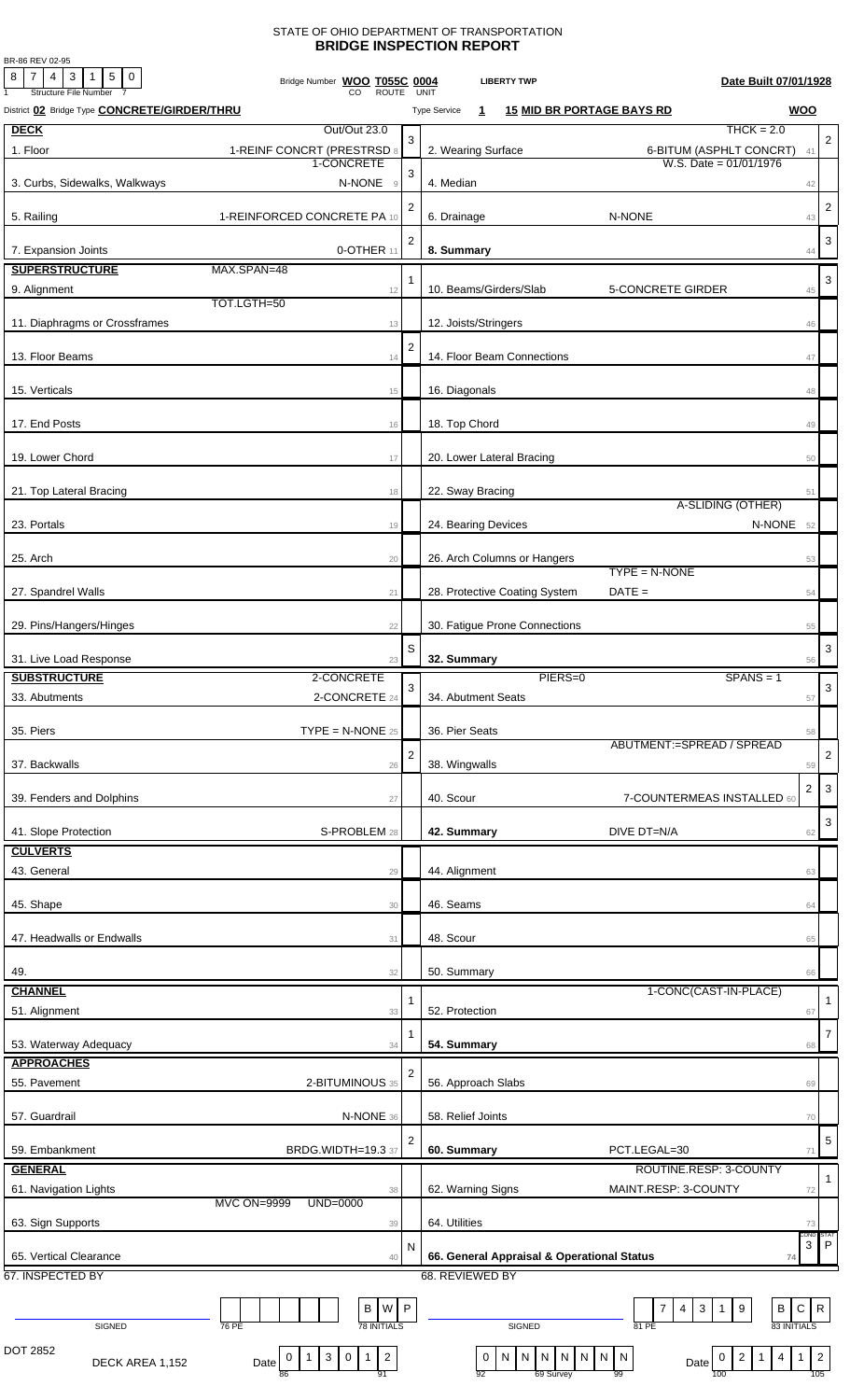STATE OF OHIO DEPARTMENT OF TRANSPORTATION

# BRIDGE INSPECTION REPORT

BR-86 REV 02-95

Structure File Number: 8 7 4 3 1 5 0

Bridge Number **WOO T055C 0004** (CO ROUTE UNIT) **LIBERTY TWP** **Date Built 07/01/1928**

District **02** Bridge Type **CONCRETE/GIRDER/THRU** Type Service **1** **15 MID BR PORTAGE BAYS RD** **WOO**

| Item | Description | Rating | Item | Description | Rating |
|---|---|---|---|---|---|
| **DECK** | Out/Out 23.0 | | | THCK = 2.0 | |
| 1. Floor | 1-REINF CONCRT (PRESTRSD 8 | 3 | 2. Wearing Surface | 6-BITUM (ASPHLT CONCRT) 41 | 2 |
| 3. Curbs, Sidewalks, Walkways | 1-CONCRETE N-NONE 9 | 3 | 4. Median | W.S. Date = 01/01/1976 42 | |
| 5. Railing | 1-REINFORCED CONCRETE PA 10 | 2 | 6. Drainage | N-NONE 43 | 2 |
| 7. Expansion Joints | 0-OTHER 11 | 2 | **8. Summary** | 44 | 3 |
| **SUPERSTRUCTURE** | MAX.SPAN=48 | | | | |
| 9. Alignment | 12 | 1 | 10. Beams/Girders/Slab | 5-CONCRETE GIRDER 45 | 3 |
| 11. Diaphragms or Crossframes | TOT.LGTH=50 13 | | 12. Joists/Stringers | 46 | |
| 13. Floor Beams | 14 | 2 | 14. Floor Beam Connections | 47 | |
| 15. Verticals | 15 | | 16. Diagonals | 48 | |
| 17. End Posts | 16 | | 18. Top Chord | 49 | |
| 19. Lower Chord | 17 | | 20. Lower Lateral Bracing | 50 | |
| 21. Top Lateral Bracing | 18 | | 22. Sway Bracing | 51 | |
| 23. Portals | 19 | | 24. Bearing Devices | A-SLIDING (OTHER) N-NONE 52 | |
| 25. Arch | 20 | | 26. Arch Columns or Hangers | 53 | |
| 27. Spandrel Walls | 21 | | 28. Protective Coating System | TYPE = N-NONE DATE = 54 | |
| 29. Pins/Hangers/Hinges | 22 | | 30. Fatigue Prone Connections | 55 | |
| 31. Live Load Response | 23 | S | **32. Summary** | 56 | 3 |
| **SUBSTRUCTURE** | 2-CONCRETE | | | PIERS=0 SPANS = 1 | |
| 33. Abutments | 2-CONCRETE 24 | 3 | 34. Abutment Seats | 57 | 3 |
| 35. Piers | TYPE = N-NONE 25 | | 36. Pier Seats | 58 | |
| 37. Backwalls | 26 | 2 | 38. Wingwalls | ABUTMENT:=SPREAD / SPREAD 59 | 2 |
| 39. Fenders and Dolphins | 27 | | 40. Scour | 7-COUNTERMEAS INSTALLED 60 | 2 / 3 |
| 41. Slope Protection | S-PROBLEM 28 | | **42. Summary** | DIVE DT=N/A 62 | 3 |
| **CULVERTS** | | | | | |
| 43. General | 29 | | 44. Alignment | 63 | |
| 45. Shape | 30 | | 46. Seams | 64 | |
| 47. Headwalls or Endwalls | 31 | | 48. Scour | 65 | |
| 49. | 32 | | 50. Summary | 66 | |
| **CHANNEL** | | | | | |
| 51. Alignment | 33 | 1 | 52. Protection | 1-CONC(CAST-IN-PLACE) 67 | 1 |
| 53. Waterway Adequacy | 34 | 1 | **54. Summary** | 68 | 7 |
| **APPROACHES** | | | | | |
| 55. Pavement | 2-BITUMINOUS 35 | 2 | 56. Approach Slabs | 69 | |
| 57. Guardrail | N-NONE 36 | | 58. Relief Joints | 70 | |
| 59. Embankment | BRDG.WIDTH=19.3 37 | 2 | **60. Summary** | PCT.LEGAL=30 71 | 5 |
| **GENERAL** | | | | | |
| 61. Navigation Lights | 38 | | 62. Warning Signs | ROUTINE.RESP: 3-COUNTY MAINT.RESP: 3-COUNTY 72 | 1 |
| 63. Sign Supports | MVC ON=9999 UND=0000 39 | | 64. Utilities | 73 | |
| 65. Vertical Clearance | 40 | N | **66. General Appraisal & Operational Status** | 74 | COND 3 / STAT P |

67. INSPECTED BY

SIGNED ________ 76 PE ________ 78 INITIALS: B W P

DOT 2852 DECK AREA 1,152 Date 0 1 3 0 1 2

68. REVIEWED BY

SIGNED ________ 81 PE: 7 4 3 1 9 83 INITIALS: B C R

69 Survey: 0 N N N N N N N

Date 0 2 1 4 1 2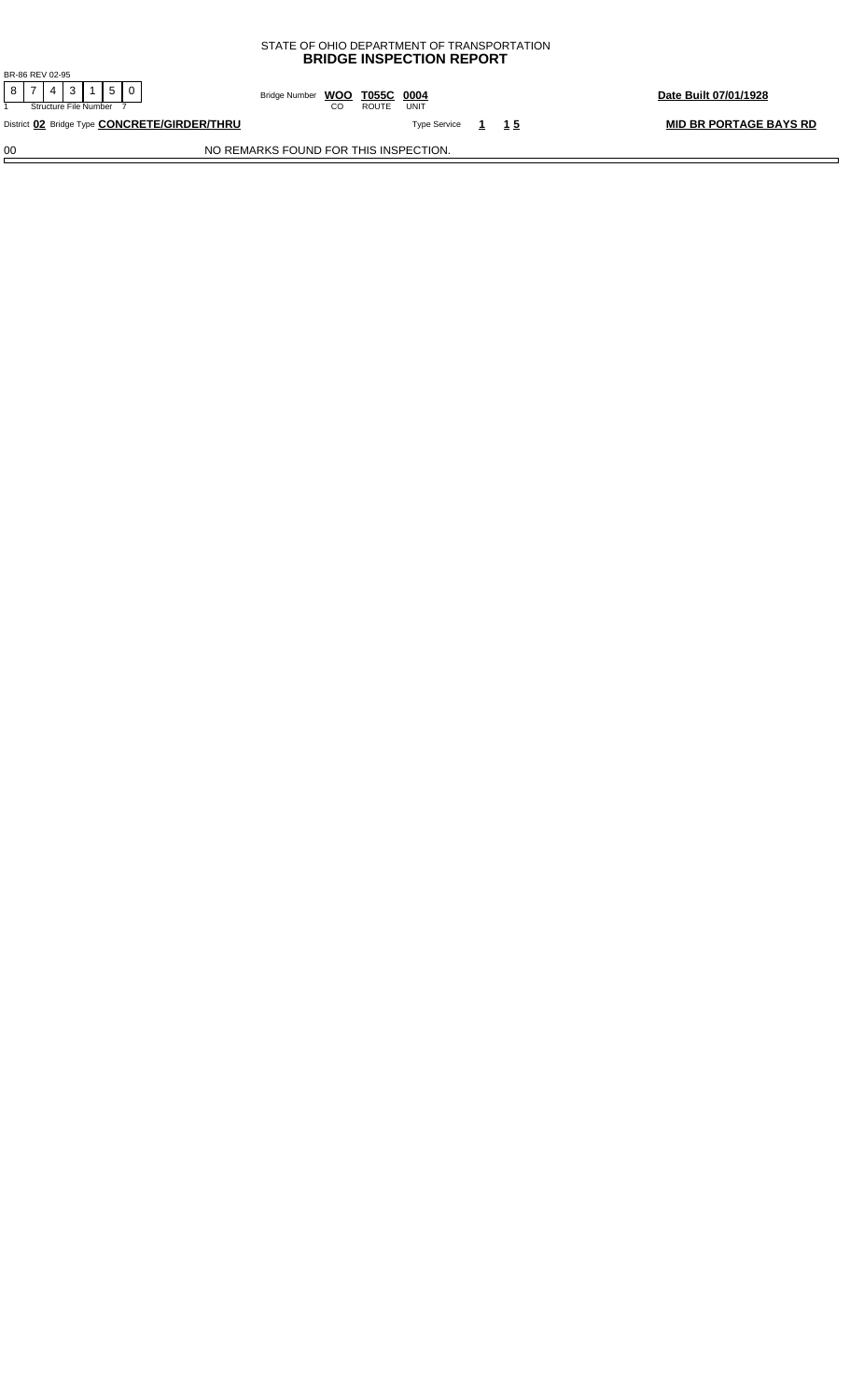STATE OF OHIO DEPARTMENT OF TRANSPORTATION
**BRIDGE INSPECTION REPORT**

BR-86 REV 02-95

| 8 | 7 | 4 | 3 | 1 | 5 | 0 |
|---|---|---|---|---|---|---|

1 Structure File Number 7

Bridge Number **WOO** (CO) **T055C** (ROUTE) **0004** (UNIT)

**Date Built 07/01/1928**

District **02** Bridge Type **CONCRETE/GIRDER/THRU**

Type Service **1** **1 5**

**MID BR PORTAGE BAYS RD**

00 NO REMARKS FOUND FOR THIS INSPECTION.